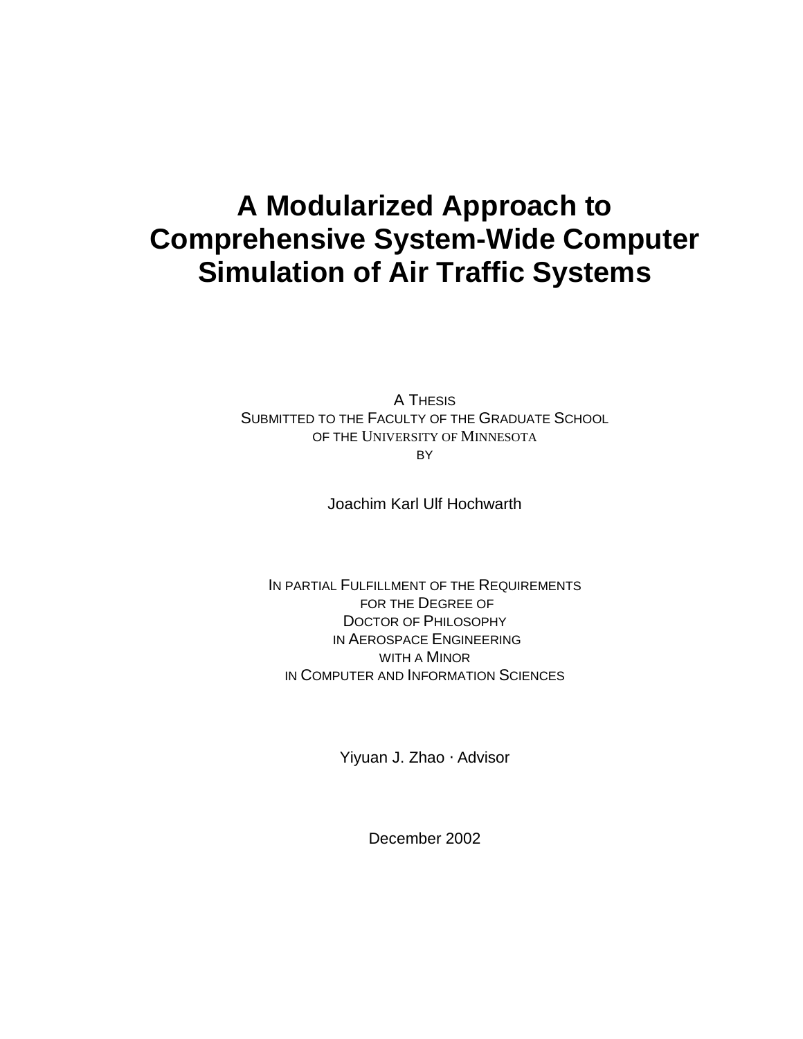# A Modularized Approach to Comprehensive System-Wide Computer Simulation of Air Traffic Systems

A THESIS
SUBMITTED TO THE FACULTY OF THE GRADUATE SCHOOL
OF THE UNIVERSITY OF MINNESOTA
BY

Joachim Karl Ulf Hochwarth

IN PARTIAL FULFILLMENT OF THE REQUIREMENTS
FOR THE DEGREE OF
DOCTOR OF PHILOSOPHY
IN AEROSPACE ENGINEERING
WITH A MINOR
IN COMPUTER AND INFORMATION SCIENCES

Yiyuan J. Zhao · Advisor

December 2002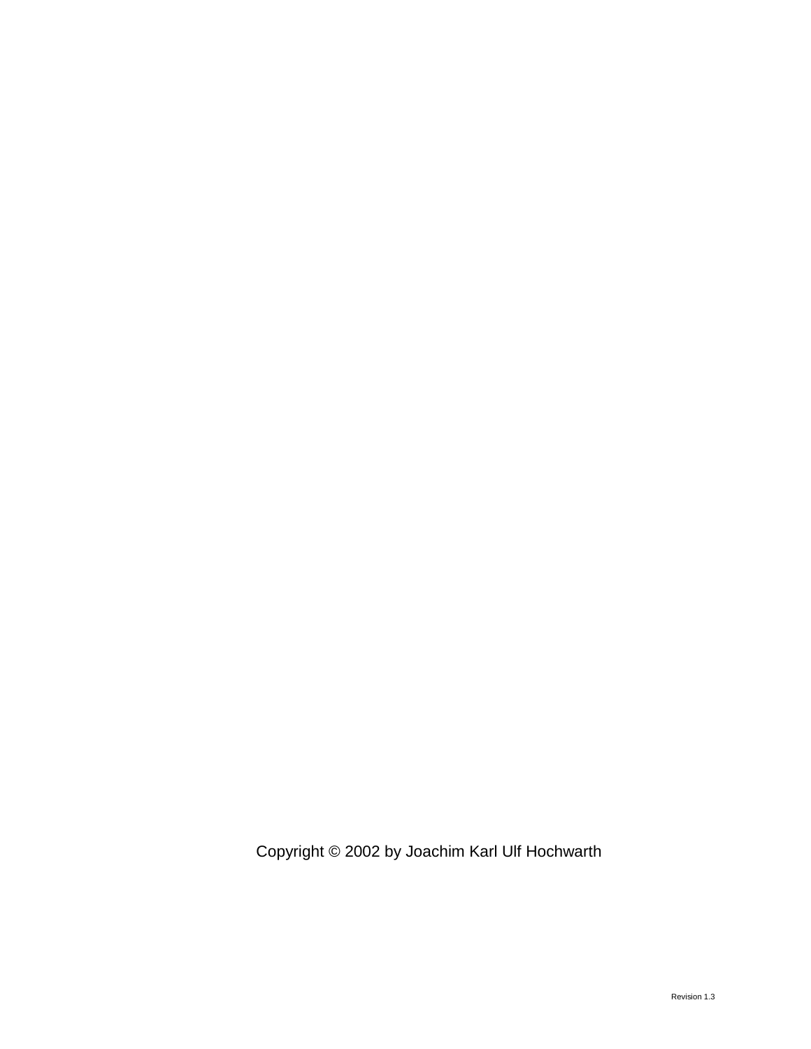Copyright © 2002 by Joachim Karl Ulf Hochwarth

Revision 1.3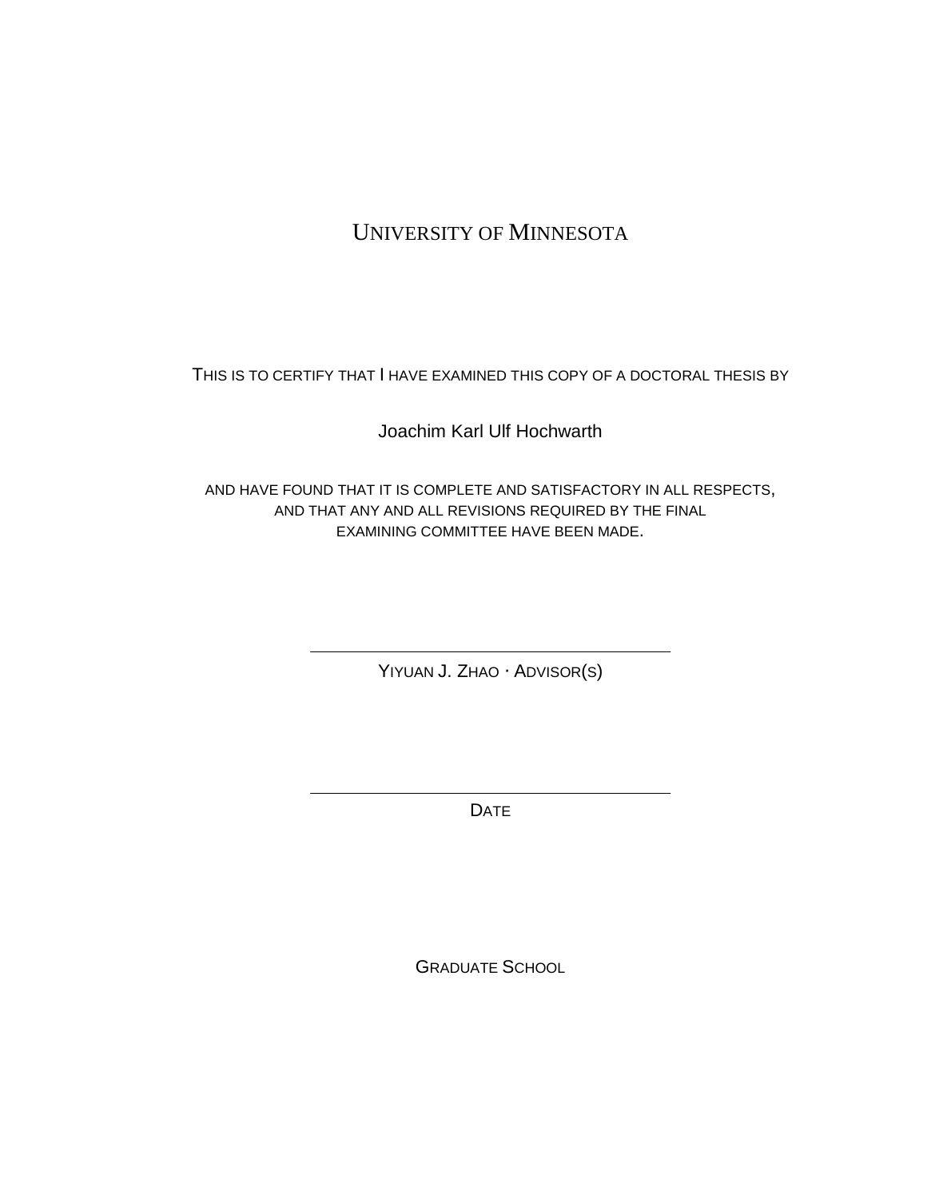UNIVERSITY OF MINNESOTA

THIS IS TO CERTIFY THAT I HAVE EXAMINED THIS COPY OF A DOCTORAL THESIS BY

Joachim Karl Ulf Hochwarth

AND HAVE FOUND THAT IT IS COMPLETE AND SATISFACTORY IN ALL RESPECTS, AND THAT ANY AND ALL REVISIONS REQUIRED BY THE FINAL EXAMINING COMMITTEE HAVE BEEN MADE.

---

YIYUAN J. ZHAO · ADVISOR(S)

---

DATE

GRADUATE SCHOOL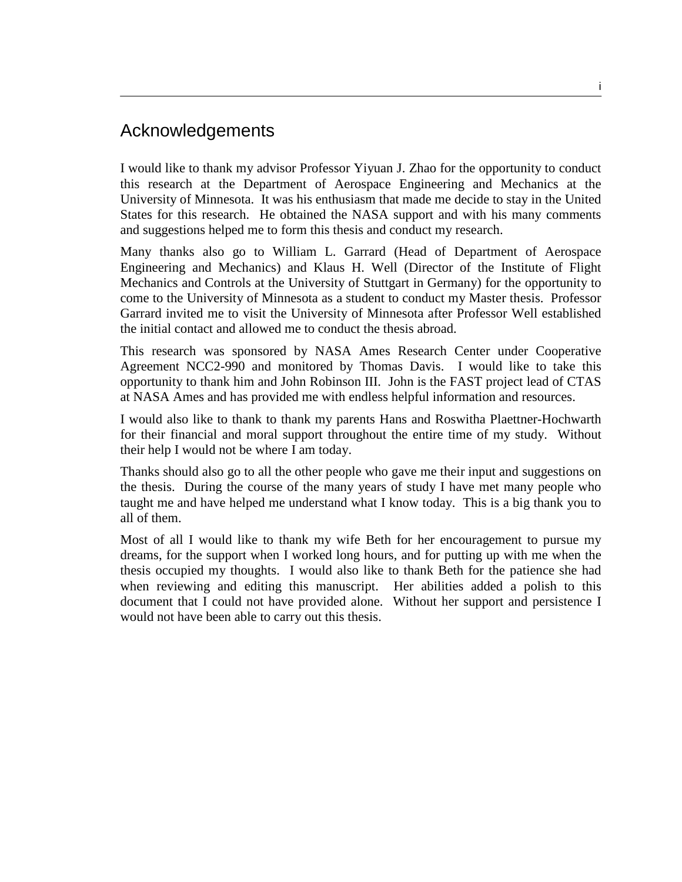# Acknowledgements

I would like to thank my advisor Professor Yiyuan J. Zhao for the opportunity to conduct this research at the Department of Aerospace Engineering and Mechanics at the University of Minnesota. It was his enthusiasm that made me decide to stay in the United States for this research. He obtained the NASA support and with his many comments and suggestions helped me to form this thesis and conduct my research.

Many thanks also go to William L. Garrard (Head of Department of Aerospace Engineering and Mechanics) and Klaus H. Well (Director of the Institute of Flight Mechanics and Controls at the University of Stuttgart in Germany) for the opportunity to come to the University of Minnesota as a student to conduct my Master thesis. Professor Garrard invited me to visit the University of Minnesota after Professor Well established the initial contact and allowed me to conduct the thesis abroad.

This research was sponsored by NASA Ames Research Center under Cooperative Agreement NCC2-990 and monitored by Thomas Davis. I would like to take this opportunity to thank him and John Robinson III. John is the FAST project lead of CTAS at NASA Ames and has provided me with endless helpful information and resources.

I would also like to thank to thank my parents Hans and Roswitha Plaettner-Hochwarth for their financial and moral support throughout the entire time of my study. Without their help I would not be where I am today.

Thanks should also go to all the other people who gave me their input and suggestions on the thesis. During the course of the many years of study I have met many people who taught me and have helped me understand what I know today. This is a big thank you to all of them.

Most of all I would like to thank my wife Beth for her encouragement to pursue my dreams, for the support when I worked long hours, and for putting up with me when the thesis occupied my thoughts. I would also like to thank Beth for the patience she had when reviewing and editing this manuscript. Her abilities added a polish to this document that I could not have provided alone. Without her support and persistence I would not have been able to carry out this thesis.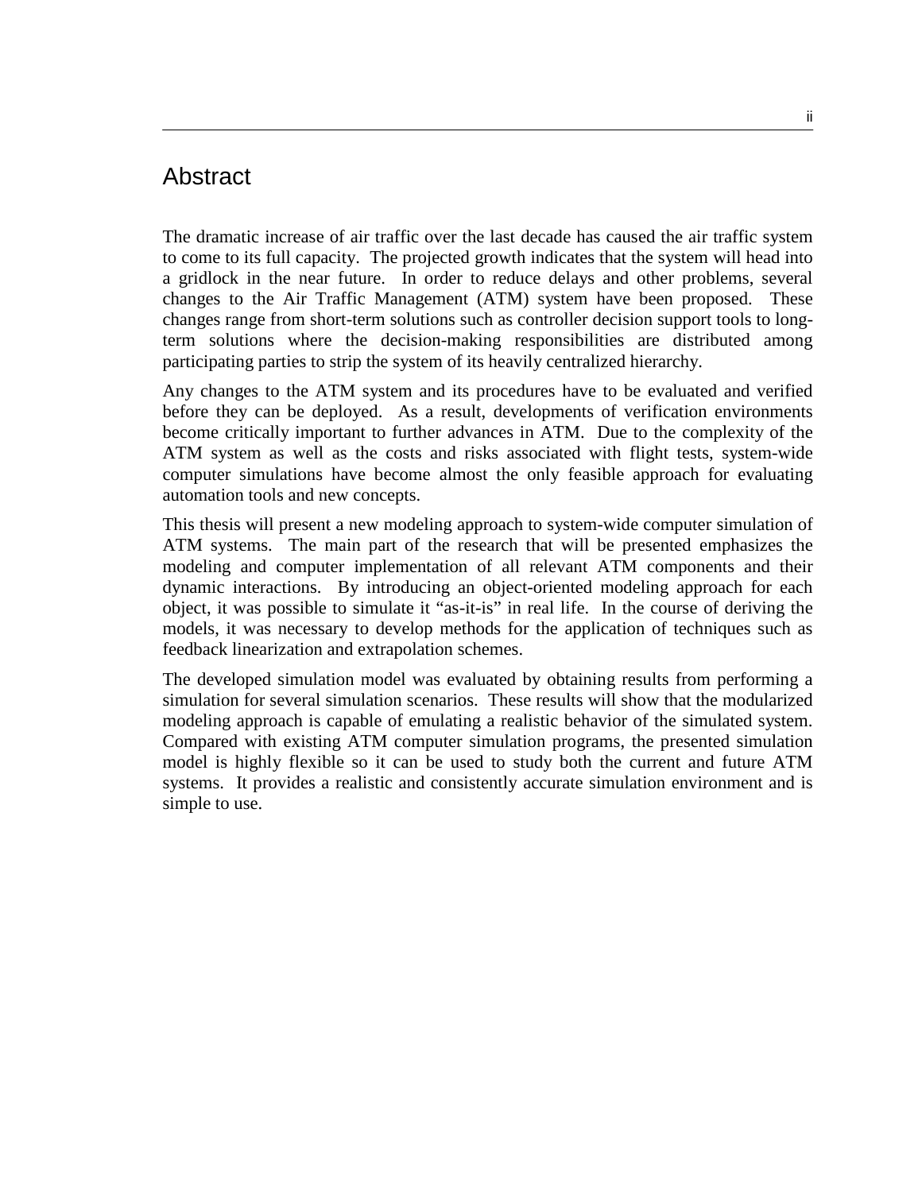# Abstract

The dramatic increase of air traffic over the last decade has caused the air traffic system to come to its full capacity. The projected growth indicates that the system will head into a gridlock in the near future. In order to reduce delays and other problems, several changes to the Air Traffic Management (ATM) system have been proposed. These changes range from short-term solutions such as controller decision support tools to long-term solutions where the decision-making responsibilities are distributed among participating parties to strip the system of its heavily centralized hierarchy.

Any changes to the ATM system and its procedures have to be evaluated and verified before they can be deployed. As a result, developments of verification environments become critically important to further advances in ATM. Due to the complexity of the ATM system as well as the costs and risks associated with flight tests, system-wide computer simulations have become almost the only feasible approach for evaluating automation tools and new concepts.

This thesis will present a new modeling approach to system-wide computer simulation of ATM systems. The main part of the research that will be presented emphasizes the modeling and computer implementation of all relevant ATM components and their dynamic interactions. By introducing an object-oriented modeling approach for each object, it was possible to simulate it "as-it-is" in real life. In the course of deriving the models, it was necessary to develop methods for the application of techniques such as feedback linearization and extrapolation schemes.

The developed simulation model was evaluated by obtaining results from performing a simulation for several simulation scenarios. These results will show that the modularized modeling approach is capable of emulating a realistic behavior of the simulated system. Compared with existing ATM computer simulation programs, the presented simulation model is highly flexible so it can be used to study both the current and future ATM systems. It provides a realistic and consistently accurate simulation environment and is simple to use.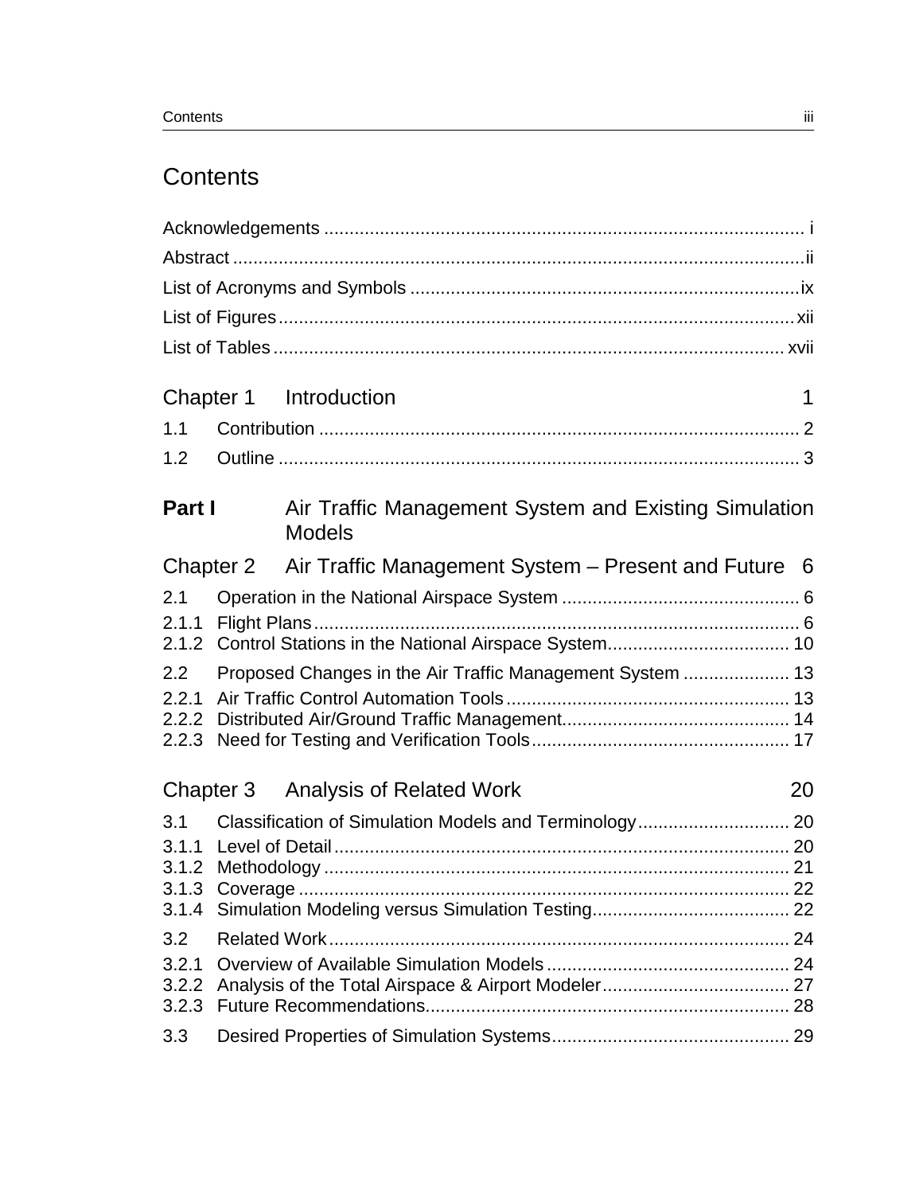# Contents

Acknowledgements ............................................................................................... i

Abstract ................................................................................................................ii

List of Acronyms and Symbols ............................................................................ix

List of Figures.....................................................................................................xii

List of Tables .................................................................................................... xvii

## Chapter 1 Introduction 1

1.1 Contribution ............................................................................................... 2

1.2 Outline ....................................................................................................... 3

## **Part I** Air Traffic Management System and Existing Simulation Models

## Chapter 2 Air Traffic Management System – Present and Future 6

2.1 Operation in the National Airspace System ............................................... 6

2.1.1 Flight Plans ............................................................................................... 6

2.1.2 Control Stations in the National Airspace System.................................... 10

2.2 Proposed Changes in the Air Traffic Management System ..................... 13

2.2.1 Air Traffic Control Automation Tools ........................................................ 13

2.2.2 Distributed Air/Ground Traffic Management............................................. 14

2.2.3 Need for Testing and Verification Tools................................................... 17

## Chapter 3 Analysis of Related Work 20

3.1 Classification of Simulation Models and Terminology.............................. 20

3.1.1 Level of Detail .......................................................................................... 20

3.1.2 Methodology ............................................................................................ 21

3.1.3 Coverage ................................................................................................. 22

3.1.4 Simulation Modeling versus Simulation Testing....................................... 22

3.2 Related Work ........................................................................................... 24

3.2.1 Overview of Available Simulation Models ................................................ 24

3.2.2 Analysis of the Total Airspace & Airport Modeler..................................... 27

3.2.3 Future Recommendations........................................................................ 28

3.3 Desired Properties of Simulation Systems............................................... 29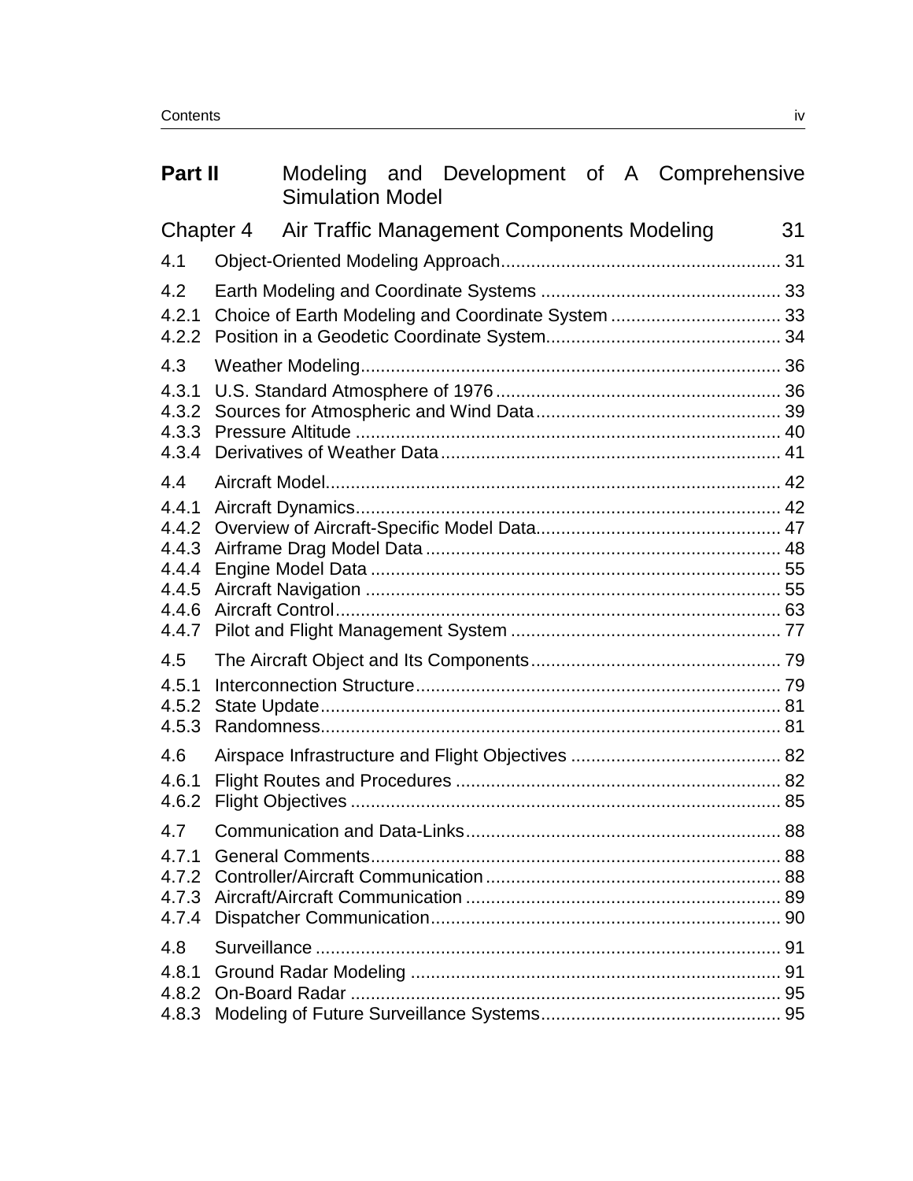# Part II Modeling and Development of A Comprehensive Simulation Model

## Chapter 4 Air Traffic Management Components Modeling 31

4.1 Object-Oriented Modeling Approach ........................................................ 31

4.2 Earth Modeling and Coordinate Systems ................................................ 33

4.2.1 Choice of Earth Modeling and Coordinate System .................................. 33
4.2.2 Position in a Geodetic Coordinate System............................................... 34

4.3 Weather Modeling.................................................................................... 36

4.3.1 U.S. Standard Atmosphere of 1976 ......................................................... 36
4.3.2 Sources for Atmospheric and Wind Data................................................. 39
4.3.3 Pressure Altitude ..................................................................................... 40
4.3.4 Derivatives of Weather Data.................................................................... 41

4.4 Aircraft Model........................................................................................... 42

4.4.1 Aircraft Dynamics..................................................................................... 42
4.4.2 Overview of Aircraft-Specific Model Data................................................. 47
4.4.3 Airframe Drag Model Data ....................................................................... 48
4.4.4 Engine Model Data .................................................................................. 55
4.4.5 Aircraft Navigation ................................................................................... 55
4.4.6 Aircraft Control......................................................................................... 63
4.4.7 Pilot and Flight Management System ...................................................... 77

4.5 The Aircraft Object and Its Components.................................................. 79

4.5.1 Interconnection Structure......................................................................... 79
4.5.2 State Update............................................................................................ 81
4.5.3 Randomness............................................................................................ 81

4.6 Airspace Infrastructure and Flight Objectives .......................................... 82

4.6.1 Flight Routes and Procedures ................................................................. 82
4.6.2 Flight Objectives ...................................................................................... 85

4.7 Communication and Data-Links............................................................... 88

4.7.1 General Comments.................................................................................. 88
4.7.2 Controller/Aircraft Communication........................................................... 88
4.7.3 Aircraft/Aircraft Communication ............................................................... 89
4.7.4 Dispatcher Communication...................................................................... 90

4.8 Surveillance ............................................................................................. 91

4.8.1 Ground Radar Modeling .......................................................................... 91
4.8.2 On-Board Radar ...................................................................................... 95
4.8.3 Modeling of Future Surveillance Systems................................................ 95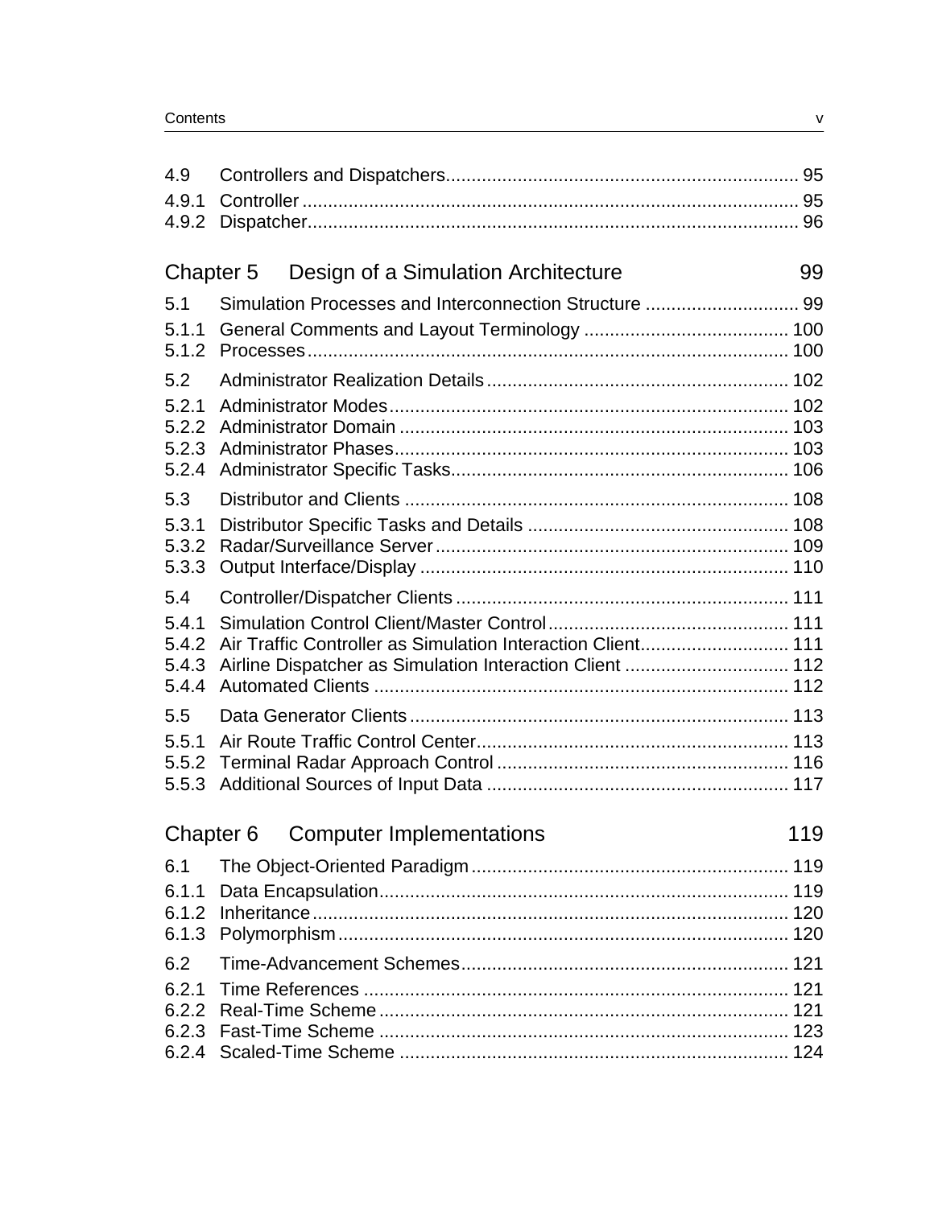4.9 Controllers and Dispatchers .......... 95
4.9.1 Controller .......... 95
4.9.2 Dispatcher .......... 96

## Chapter 5 Design of a Simulation Architecture 99

5.1 Simulation Processes and Interconnection Structure .......... 99
5.1.1 General Comments and Layout Terminology .......... 100
5.1.2 Processes .......... 100

5.2 Administrator Realization Details .......... 102
5.2.1 Administrator Modes .......... 102
5.2.2 Administrator Domain .......... 103
5.2.3 Administrator Phases .......... 103
5.2.4 Administrator Specific Tasks .......... 106

5.3 Distributor and Clients .......... 108
5.3.1 Distributor Specific Tasks and Details .......... 108
5.3.2 Radar/Surveillance Server .......... 109
5.3.3 Output Interface/Display .......... 110

5.4 Controller/Dispatcher Clients .......... 111
5.4.1 Simulation Control Client/Master Control .......... 111
5.4.2 Air Traffic Controller as Simulation Interaction Client .......... 111
5.4.3 Airline Dispatcher as Simulation Interaction Client .......... 112
5.4.4 Automated Clients .......... 112

5.5 Data Generator Clients .......... 113
5.5.1 Air Route Traffic Control Center .......... 113
5.5.2 Terminal Radar Approach Control .......... 116
5.5.3 Additional Sources of Input Data .......... 117

## Chapter 6 Computer Implementations 119

6.1 The Object-Oriented Paradigm .......... 119
6.1.1 Data Encapsulation .......... 119
6.1.2 Inheritance .......... 120
6.1.3 Polymorphism .......... 120

6.2 Time-Advancement Schemes .......... 121
6.2.1 Time References .......... 121
6.2.2 Real-Time Scheme .......... 121
6.2.3 Fast-Time Scheme .......... 123
6.2.4 Scaled-Time Scheme .......... 124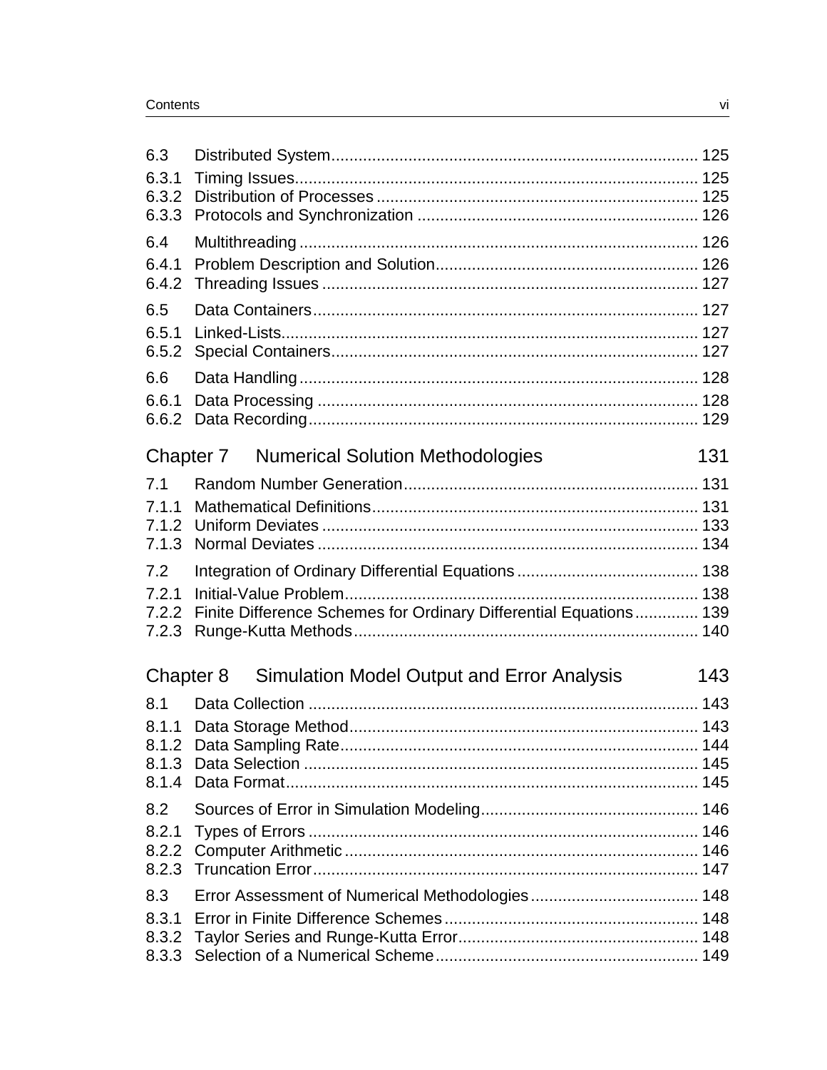| | | |
|---|---|---|
| 6.3 | Distributed System | 125 |
| 6.3.1 | Timing Issues | 125 |
| 6.3.2 | Distribution of Processes | 125 |
| 6.3.3 | Protocols and Synchronization | 126 |
| 6.4 | Multithreading | 126 |
| 6.4.1 | Problem Description and Solution | 126 |
| 6.4.2 | Threading Issues | 127 |
| 6.5 | Data Containers | 127 |
| 6.5.1 | Linked-Lists | 127 |
| 6.5.2 | Special Containers | 127 |
| 6.6 | Data Handling | 128 |
| 6.6.1 | Data Processing | 128 |
| 6.6.2 | Data Recording | 129 |

## Chapter 7 Numerical Solution Methodologies — 131

| | | |
|---|---|---|
| 7.1 | Random Number Generation | 131 |
| 7.1.1 | Mathematical Definitions | 131 |
| 7.1.2 | Uniform Deviates | 133 |
| 7.1.3 | Normal Deviates | 134 |
| 7.2 | Integration of Ordinary Differential Equations | 138 |
| 7.2.1 | Initial-Value Problem | 138 |
| 7.2.2 | Finite Difference Schemes for Ordinary Differential Equations | 139 |
| 7.2.3 | Runge-Kutta Methods | 140 |

## Chapter 8 Simulation Model Output and Error Analysis — 143

| | | |
|---|---|---|
| 8.1 | Data Collection | 143 |
| 8.1.1 | Data Storage Method | 143 |
| 8.1.2 | Data Sampling Rate | 144 |
| 8.1.3 | Data Selection | 145 |
| 8.1.4 | Data Format | 145 |
| 8.2 | Sources of Error in Simulation Modeling | 146 |
| 8.2.1 | Types of Errors | 146 |
| 8.2.2 | Computer Arithmetic | 146 |
| 8.2.3 | Truncation Error | 147 |
| 8.3 | Error Assessment of Numerical Methodologies | 148 |
| 8.3.1 | Error in Finite Difference Schemes | 148 |
| 8.3.2 | Taylor Series and Runge-Kutta Error | 148 |
| 8.3.3 | Selection of a Numerical Scheme | 149 |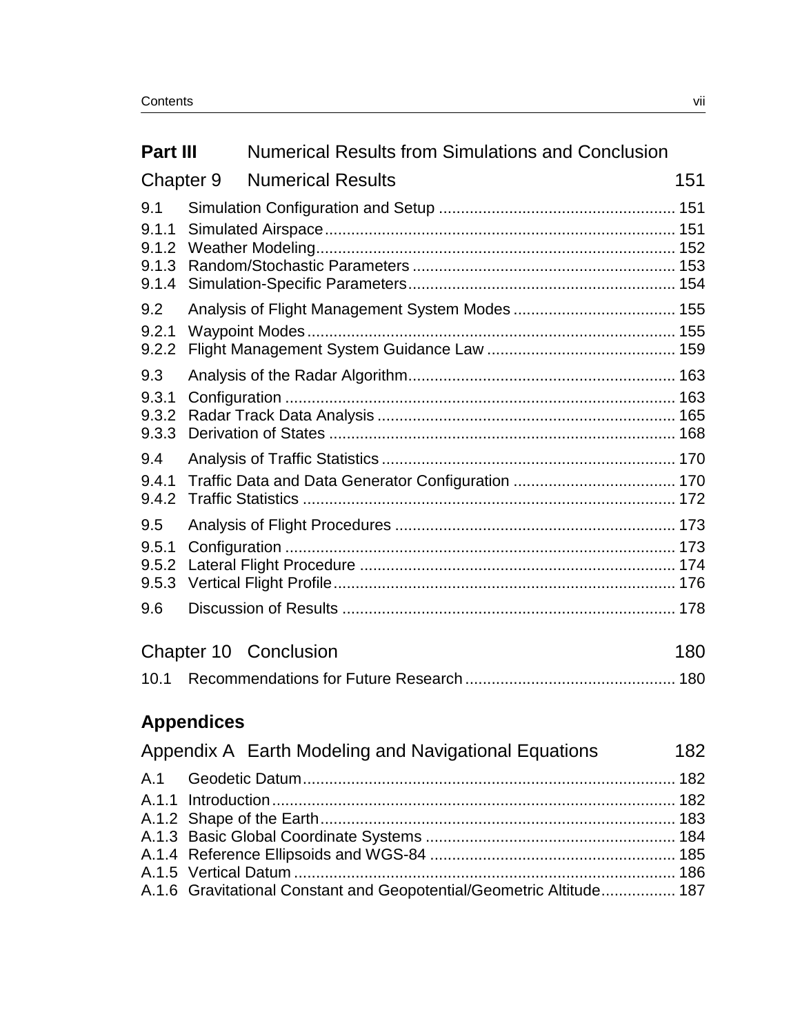**Part III** Numerical Results from Simulations and Conclusion

Chapter 9 Numerical Results 151

9.1 Simulation Configuration and Setup ..................................................... 151

9.1.1 Simulated Airspace ............................................................................... 151
9.1.2 Weather Modeling ................................................................................. 152
9.1.3 Random/Stochastic Parameters ........................................................... 153
9.1.4 Simulation-Specific Parameters ............................................................ 154

9.2 Analysis of Flight Management System Modes ..................................... 155

9.2.1 Waypoint Modes ................................................................................... 155
9.2.2 Flight Management System Guidance Law ........................................... 159

9.3 Analysis of the Radar Algorithm ............................................................ 163

9.3.1 Configuration ........................................................................................ 163
9.3.2 Radar Track Data Analysis ................................................................... 165
9.3.3 Derivation of States .............................................................................. 168

9.4 Analysis of Traffic Statistics .................................................................. 170

9.4.1 Traffic Data and Data Generator Configuration ..................................... 170
9.4.2 Traffic Statistics .................................................................................... 172

9.5 Analysis of Flight Procedures ................................................................ 173

9.5.1 Configuration ........................................................................................ 173
9.5.2 Lateral Flight Procedure ....................................................................... 174
9.5.3 Vertical Flight Profile ............................................................................. 176

9.6 Discussion of Results ............................................................................ 178

Chapter 10 Conclusion 180

10.1 Recommendations for Future Research ................................................ 180

## Appendices

Appendix A Earth Modeling and Navigational Equations 182

A.1 Geodetic Datum .................................................................................... 182

A.1.1 Introduction .......................................................................................... 182
A.1.2 Shape of the Earth ................................................................................ 183
A.1.3 Basic Global Coordinate Systems ......................................................... 184
A.1.4 Reference Ellipsoids and WGS-84 ........................................................ 185
A.1.5 Vertical Datum ...................................................................................... 186
A.1.6 Gravitational Constant and Geopotential/Geometric Altitude ................. 187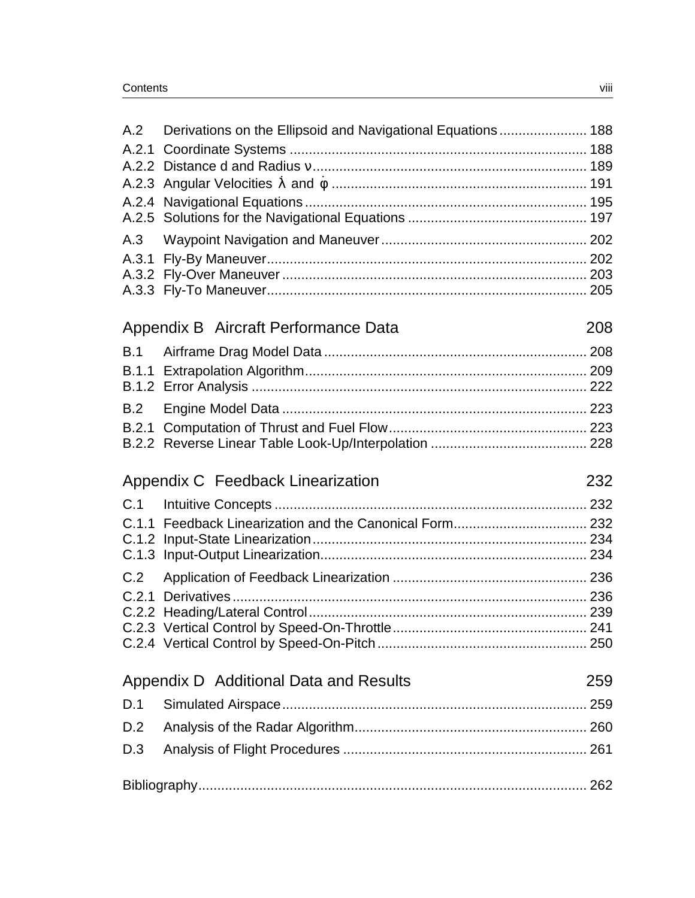A.2 Derivations on the Ellipsoid and Navigational Equations ....................... 188

A.2.1 Coordinate Systems ............................................................................ 188
A.2.2 Distance d and Radius ν ...................................................................... 189
A.2.3 Angular Velocities $\dot{\lambda}$ and $\dot{\varphi}$ ................................................................ 191
A.2.4 Navigational Equations ........................................................................ 195
A.2.5 Solutions for the Navigational Equations .............................................. 197

A.3 Waypoint Navigation and Maneuver ..................................................... 202

A.3.1 Fly-By Maneuver .................................................................................. 202
A.3.2 Fly-Over Maneuver .............................................................................. 203
A.3.3 Fly-To Maneuver .................................................................................. 205

## Appendix B Aircraft Performance Data 208

B.1 Airframe Drag Model Data .................................................................... 208

B.1.1 Extrapolation Algorithm ........................................................................ 209
B.1.2 Error Analysis ...................................................................................... 222

B.2 Engine Model Data ............................................................................... 223

B.2.1 Computation of Thrust and Fuel Flow ................................................... 223
B.2.2 Reverse Linear Table Look-Up/Interpolation ........................................ 228

## Appendix C Feedback Linearization 232

C.1 Intuitive Concepts ................................................................................. 232

C.1.1 Feedback Linearization and the Canonical Form .................................. 232
C.1.2 Input-State Linearization ...................................................................... 234
C.1.3 Input-Output Linearization .................................................................... 234

C.2 Application of Feedback Linearization .................................................. 236

C.2.1 Derivatives ........................................................................................... 236
C.2.2 Heading/Lateral Control ....................................................................... 239
C.2.3 Vertical Control by Speed-On-Throttle .................................................. 241
C.2.4 Vertical Control by Speed-On-Pitch ...................................................... 250

## Appendix D Additional Data and Results 259

D.1 Simulated Airspace ............................................................................... 259

D.2 Analysis of the Radar Algorithm ............................................................ 260

D.3 Analysis of Flight Procedures ............................................................... 261

Bibliography ..................................................................................................... 262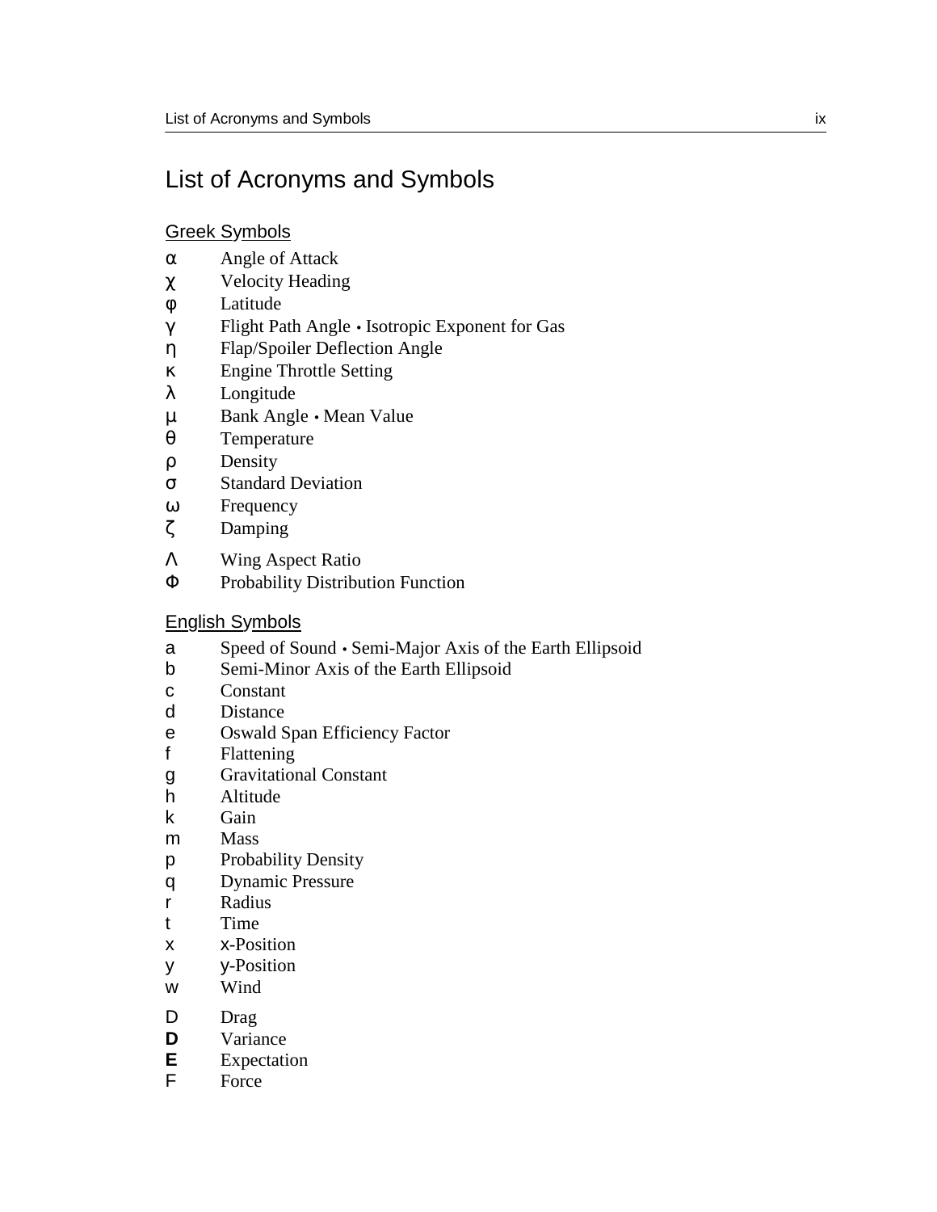# List of Acronyms and Symbols

## Greek Symbols

| | |
|---|---|
| $\alpha$ | Angle of Attack |
| $\chi$ | Velocity Heading |
| $\varphi$ | Latitude |
| $\gamma$ | Flight Path Angle • Isotropic Exponent for Gas |
| $\eta$ | Flap/Spoiler Deflection Angle |
| $\kappa$ | Engine Throttle Setting |
| $\lambda$ | Longitude |
| $\mu$ | Bank Angle • Mean Value |
| $\theta$ | Temperature |
| $\rho$ | Density |
| $\sigma$ | Standard Deviation |
| $\omega$ | Frequency |
| $\zeta$ | Damping |
| $\Lambda$ | Wing Aspect Ratio |
| $\Phi$ | Probability Distribution Function |

## English Symbols

| | |
|---|---|
| $a$ | Speed of Sound • Semi-Major Axis of the Earth Ellipsoid |
| $b$ | Semi-Minor Axis of the Earth Ellipsoid |
| $c$ | Constant |
| $d$ | Distance |
| $e$ | Oswald Span Efficiency Factor |
| $f$ | Flattening |
| $g$ | Gravitational Constant |
| $h$ | Altitude |
| $k$ | Gain |
| $m$ | Mass |
| $p$ | Probability Density |
| $q$ | Dynamic Pressure |
| $r$ | Radius |
| $t$ | Time |
| $x$ | x-Position |
| $y$ | y-Position |
| $w$ | Wind |
| $D$ | Drag |
| $\mathbf{D}$ | Variance |
| $\mathbf{E}$ | Expectation |
| $F$ | Force |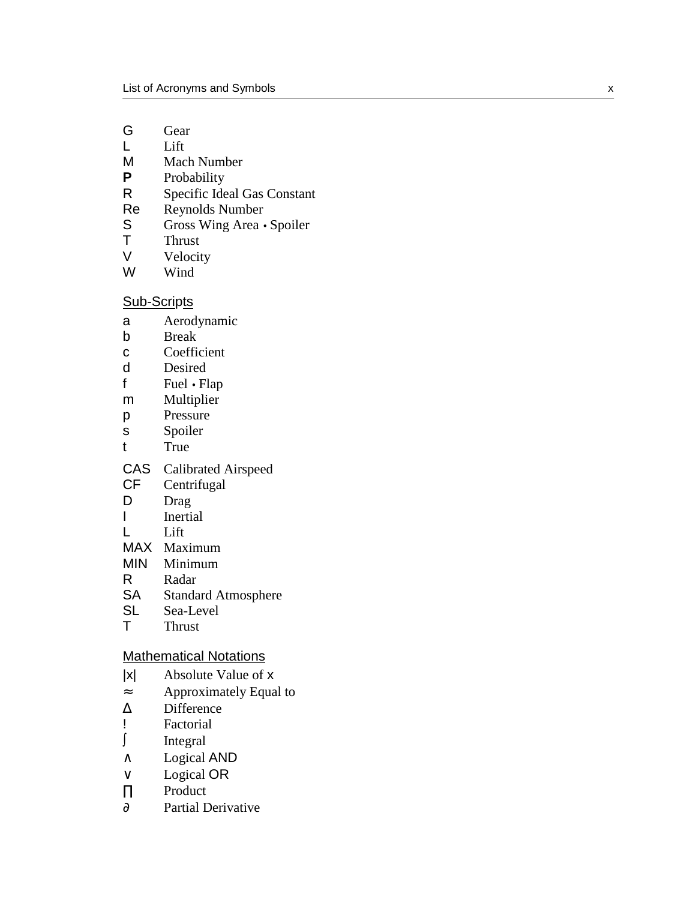G Gear
L Lift
M Mach Number
**P** Probability
R Specific Ideal Gas Constant
Re Reynolds Number
S Gross Wing Area • Spoiler
T Thrust
V Velocity
W Wind

## Sub-Scripts

a Aerodynamic
b Break
c Coefficient
d Desired
f Fuel • Flap
m Multiplier
p Pressure
s Spoiler
t True

CAS Calibrated Airspeed
CF Centrifugal
D Drag
I Inertial
L Lift
MAX Maximum
MIN Minimum
R Radar
SA Standard Atmosphere
SL Sea-Level
T Thrust

## Mathematical Notations

|x| Absolute Value of x
≈ Approximately Equal to
Δ Difference
! Factorial
∫ Integral
∧ Logical AND
∨ Logical OR
∏ Product
∂ Partial Derivative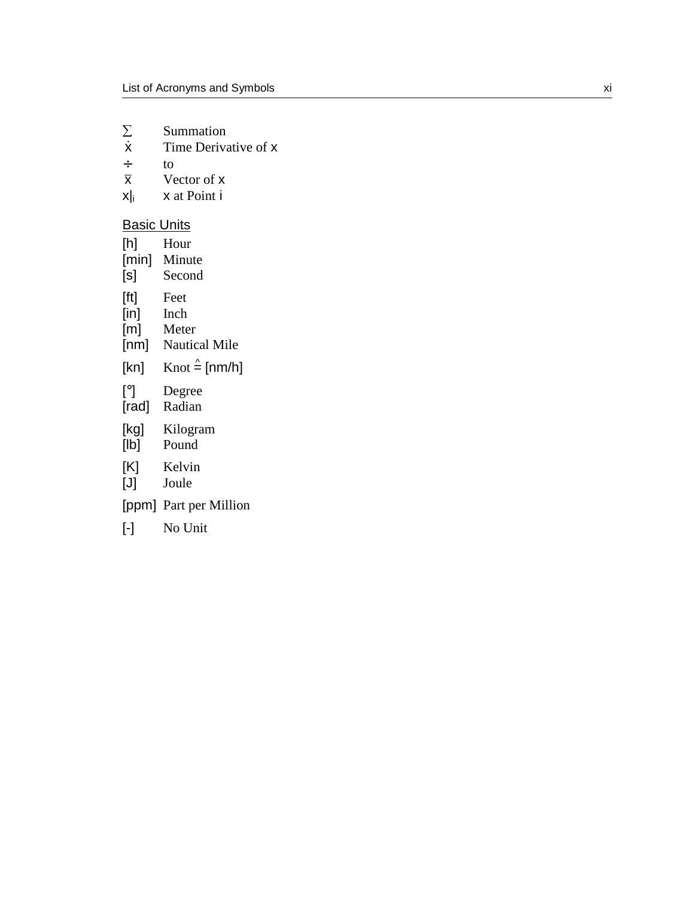| | |
|---|---|
| $\sum$ | Summation |
| $\dot{x}$ | Time Derivative of x |
| ÷ | to |
| $\bar{x}$ | Vector of x |
| $x\|_i$ | x at Point i |

<u>Basic Units</u>

| | |
|---|---|
| [h] | Hour |
| [min] | Minute |
| [s] | Second |
| [ft] | Feet |
| [in] | Inch |
| [m] | Meter |
| [nm] | Nautical Mile |
| [kn] | Knot $\hat{=}$ [nm/h] |
| [°] | Degree |
| [rad] | Radian |
| [kg] | Kilogram |
| [lb] | Pound |
| [K] | Kelvin |
| [J] | Joule |
| [ppm] | Part per Million |
| [-] | No Unit |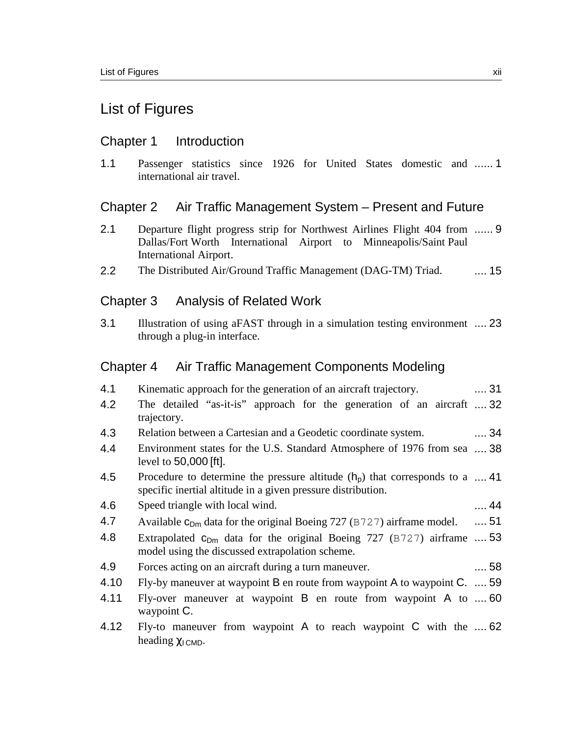# List of Figures

## Chapter 1 Introduction

| | | |
|---|---|---|
| 1.1 | Passenger statistics since 1926 for United States domestic and international air travel. | ...... 1 |

## Chapter 2 Air Traffic Management System – Present and Future

| | | |
|---|---|---|
| 2.1 | Departure flight progress strip for Northwest Airlines Flight 404 from Dallas/Fort Worth International Airport to Minneapolis/Saint Paul International Airport. | ...... 9 |
| 2.2 | The Distributed Air/Ground Traffic Management (DAG-TM) Triad. | .... 15 |

## Chapter 3 Analysis of Related Work

| | | |
|---|---|---|
| 3.1 | Illustration of using aFAST through in a simulation testing environment through a plug-in interface. | .... 23 |

## Chapter 4 Air Traffic Management Components Modeling

| | | |
|---|---|---|
| 4.1 | Kinematic approach for the generation of an aircraft trajectory. | .... 31 |
| 4.2 | The detailed "as-it-is" approach for the generation of an aircraft trajectory. | .... 32 |
| 4.3 | Relation between a Cartesian and a Geodetic coordinate system. | .... 34 |
| 4.4 | Environment states for the U.S. Standard Atmosphere of 1976 from sea level to 50,000 [ft]. | .... 38 |
| 4.5 | Procedure to determine the pressure altitude ($h_p$) that corresponds to a specific inertial altitude in a given pressure distribution. | .... 41 |
| 4.6 | Speed triangle with local wind. | .... 44 |
| 4.7 | Available $c_{Dm}$ data for the original Boeing 727 (B727) airframe model. | .... 51 |
| 4.8 | Extrapolated $c_{Dm}$ data for the original Boeing 727 (B727) airframe model using the discussed extrapolation scheme. | .... 53 |
| 4.9 | Forces acting on an aircraft during a turn maneuver. | .... 58 |
| 4.10 | Fly-by maneuver at waypoint B en route from waypoint A to waypoint C. | .... 59 |
| 4.11 | Fly-over maneuver at waypoint B en route from waypoint A to waypoint C. | .... 60 |
| 4.12 | Fly-to maneuver from waypoint A to reach waypoint C with the heading $\chi_{I\,CMD}$. | .... 62 |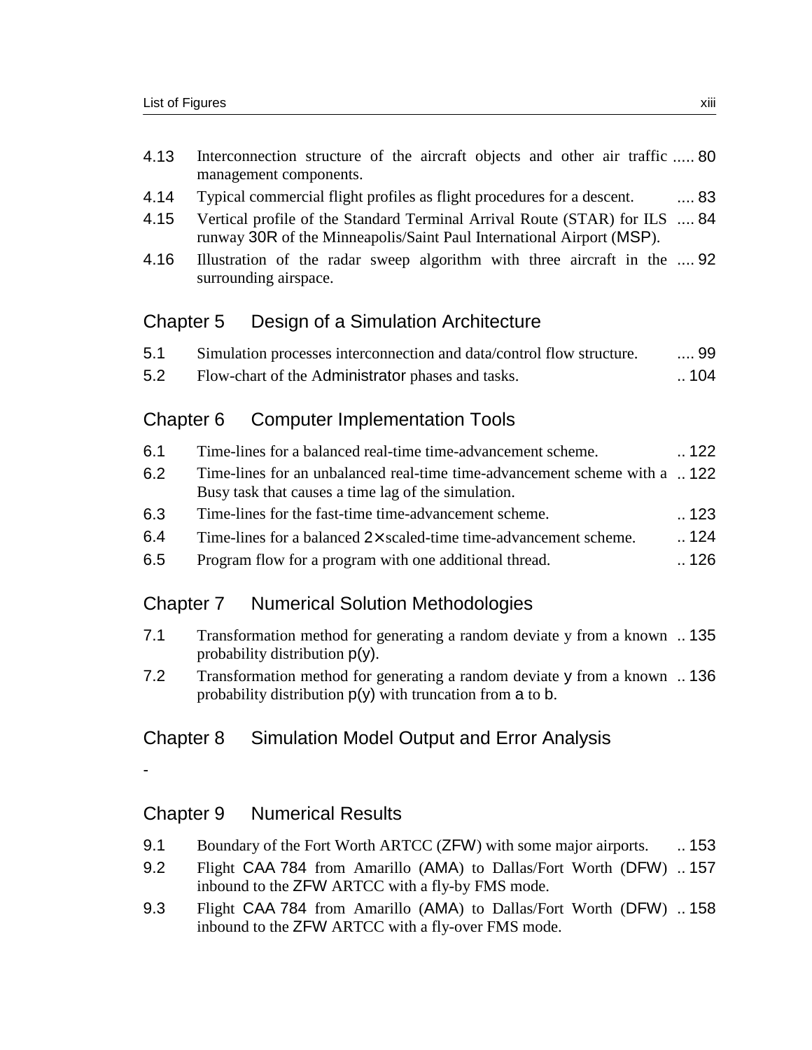| | | |
|---|---|---|
| 4.13 | Interconnection structure of the aircraft objects and other air traffic management components. | ..... 80 |
| 4.14 | Typical commercial flight profiles as flight procedures for a descent. | .... 83 |
| 4.15 | Vertical profile of the Standard Terminal Arrival Route (STAR) for ILS runway 30R of the Minneapolis/Saint Paul International Airport (MSP). | .... 84 |
| 4.16 | Illustration of the radar sweep algorithm with three aircraft in the surrounding airspace. | .... 92 |

## Chapter 5 Design of a Simulation Architecture

| | | |
|---|---|---|
| 5.1 | Simulation processes interconnection and data/control flow structure. | .... 99 |
| 5.2 | Flow-chart of the Administrator phases and tasks. | .. 104 |

## Chapter 6 Computer Implementation Tools

| | | |
|---|---|---|
| 6.1 | Time-lines for a balanced real-time time-advancement scheme. | .. 122 |
| 6.2 | Time-lines for an unbalanced real-time time-advancement scheme with a Busy task that causes a time lag of the simulation. | .. 122 |
| 6.3 | Time-lines for the fast-time time-advancement scheme. | .. 123 |
| 6.4 | Time-lines for a balanced $2\times$scaled-time time-advancement scheme. | .. 124 |
| 6.5 | Program flow for a program with one additional thread. | .. 126 |

## Chapter 7 Numerical Solution Methodologies

| | | |
|---|---|---|
| 7.1 | Transformation method for generating a random deviate y from a known probability distribution $p(y)$. | .. 135 |
| 7.2 | Transformation method for generating a random deviate $y$ from a known probability distribution $p(y)$ with truncation from $a$ to $b$. | .. 136 |

## Chapter 8 Simulation Model Output and Error Analysis

-

## Chapter 9 Numerical Results

| | | |
|---|---|---|
| 9.1 | Boundary of the Fort Worth ARTCC (ZFW) with some major airports. | .. 153 |
| 9.2 | Flight CAA 784 from Amarillo (AMA) to Dallas/Fort Worth (DFW) inbound to the ZFW ARTCC with a fly-by FMS mode. | .. 157 |
| 9.3 | Flight CAA 784 from Amarillo (AMA) to Dallas/Fort Worth (DFW) inbound to the ZFW ARTCC with a fly-over FMS mode. | .. 158 |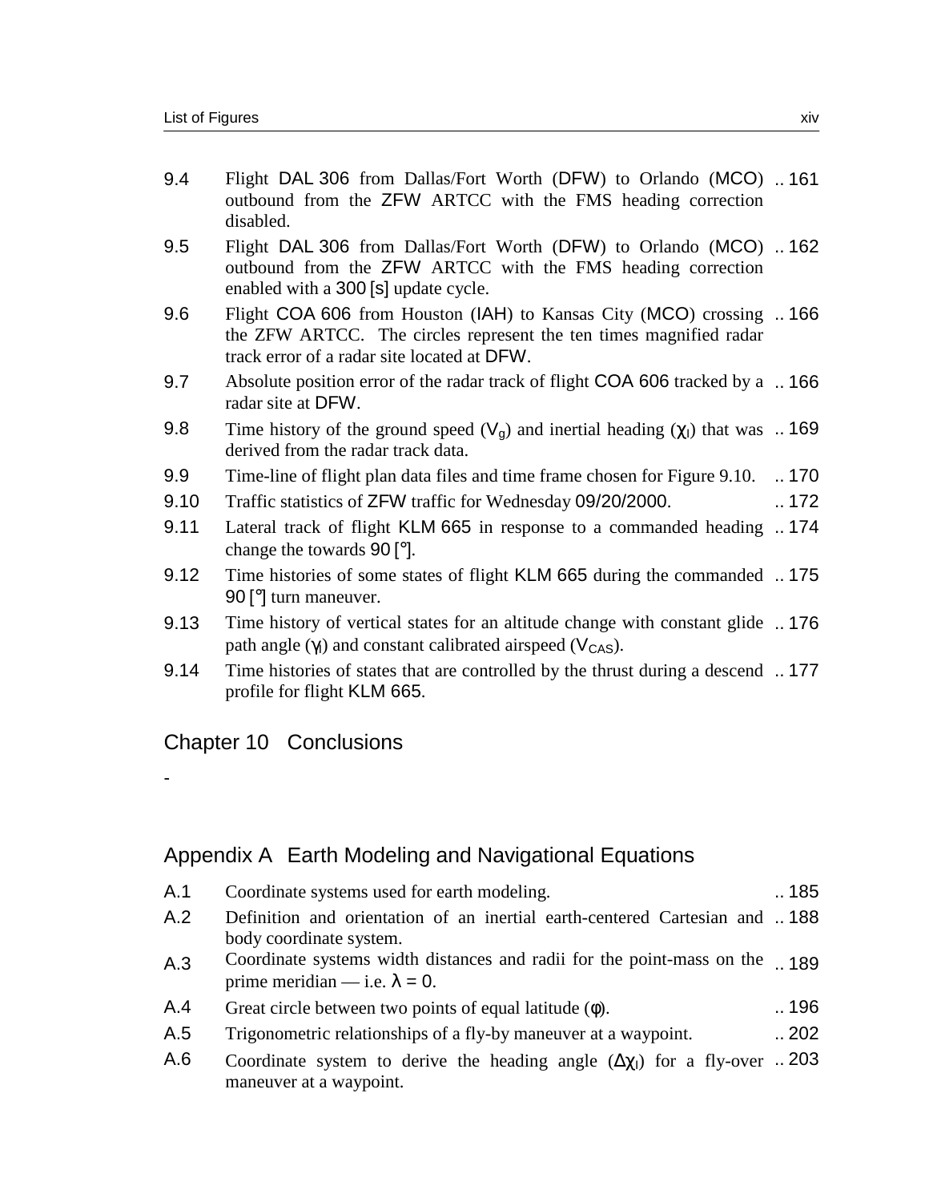| | | |
|---|---|---|
| 9.4 | Flight DAL 306 from Dallas/Fort Worth (DFW) to Orlando (MCO) outbound from the ZFW ARTCC with the FMS heading correction disabled. | .. 161 |
| 9.5 | Flight DAL 306 from Dallas/Fort Worth (DFW) to Orlando (MCO) outbound from the ZFW ARTCC with the FMS heading correction enabled with a 300 [s] update cycle. | .. 162 |
| 9.6 | Flight COA 606 from Houston (IAH) to Kansas City (MCO) crossing the ZFW ARTCC. The circles represent the ten times magnified radar track error of a radar site located at DFW. | .. 166 |
| 9.7 | Absolute position error of the radar track of flight COA 606 tracked by a radar site at DFW. | .. 166 |
| 9.8 | Time history of the ground speed ($V_g$) and inertial heading ($\chi_I$) that was derived from the radar track data. | .. 169 |
| 9.9 | Time-line of flight plan data files and time frame chosen for Figure 9.10. | .. 170 |
| 9.10 | Traffic statistics of ZFW traffic for Wednesday 09/20/2000. | .. 172 |
| 9.11 | Lateral track of flight KLM 665 in response to a commanded heading change the towards 90 [°]. | .. 174 |
| 9.12 | Time histories of some states of flight KLM 665 during the commanded 90 [°] turn maneuver. | .. 175 |
| 9.13 | Time history of vertical states for an altitude change with constant glide path angle ($\gamma_I$) and constant calibrated airspeed ($V_{CAS}$). | .. 176 |
| 9.14 | Time histories of states that are controlled by the thrust during a descend profile for flight KLM 665. | .. 177 |

## Chapter 10 Conclusions

-

## Appendix A Earth Modeling and Navigational Equations

| | | |
|---|---|---|
| A.1 | Coordinate systems used for earth modeling. | .. 185 |
| A.2 | Definition and orientation of an inertial earth-centered Cartesian and body coordinate system. | .. 188 |
| A.3 | Coordinate systems width distances and radii for the point-mass on the prime meridian — i.e. $\lambda = 0$. | .. 189 |
| A.4 | Great circle between two points of equal latitude ($\phi$). | .. 196 |
| A.5 | Trigonometric relationships of a fly-by maneuver at a waypoint. | .. 202 |
| A.6 | Coordinate system to derive the heading angle ($\Delta\chi_I$) for a fly-over maneuver at a waypoint. | .. 203 |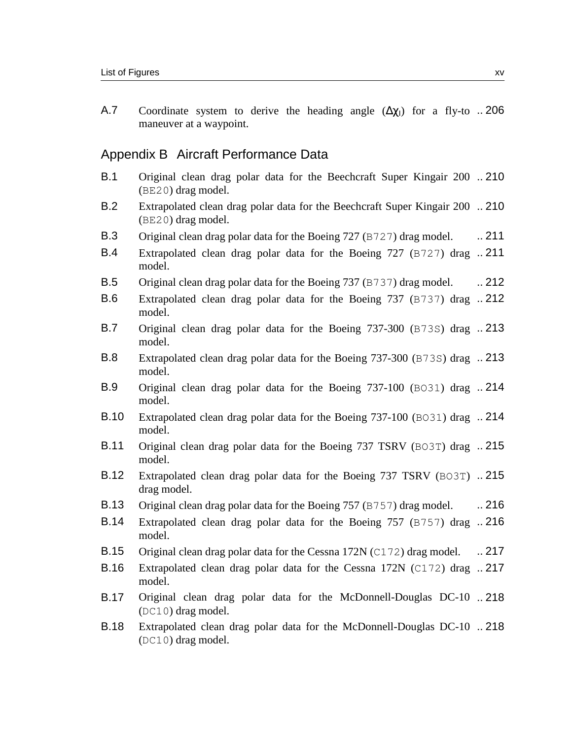A.7 Coordinate system to derive the heading angle ($\Delta\chi_l$) for a fly-to maneuver at a waypoint. .. 206

## Appendix B Aircraft Performance Data

B.1 Original clean drag polar data for the Beechcraft Super Kingair 200 (`BE20`) drag model. .. 210

B.2 Extrapolated clean drag polar data for the Beechcraft Super Kingair 200 (`BE20`) drag model. .. 210

B.3 Original clean drag polar data for the Boeing 727 (`B727`) drag model. .. 211

B.4 Extrapolated clean drag polar data for the Boeing 727 (`B727`) drag model. .. 211

B.5 Original clean drag polar data for the Boeing 737 (`B737`) drag model. .. 212

B.6 Extrapolated clean drag polar data for the Boeing 737 (`B737`) drag model. .. 212

B.7 Original clean drag polar data for the Boeing 737-300 (`B73S`) drag model. .. 213

B.8 Extrapolated clean drag polar data for the Boeing 737-300 (`B73S`) drag model. .. 213

B.9 Original clean drag polar data for the Boeing 737-100 (`BO31`) drag model. .. 214

B.10 Extrapolated clean drag polar data for the Boeing 737-100 (`BO31`) drag model. .. 214

B.11 Original clean drag polar data for the Boeing 737 TSRV (`BO3T`) drag model. .. 215

B.12 Extrapolated clean drag polar data for the Boeing 737 TSRV (`BO3T`) drag model. .. 215

B.13 Original clean drag polar data for the Boeing 757 (`B757`) drag model. .. 216

B.14 Extrapolated clean drag polar data for the Boeing 757 (`B757`) drag model. .. 216

B.15 Original clean drag polar data for the Cessna 172N (`C172`) drag model. .. 217

B.16 Extrapolated clean drag polar data for the Cessna 172N (`C172`) drag model. .. 217

B.17 Original clean drag polar data for the McDonnell-Douglas DC-10 (`DC10`) drag model. .. 218

B.18 Extrapolated clean drag polar data for the McDonnell-Douglas DC-10 (`DC10`) drag model. .. 218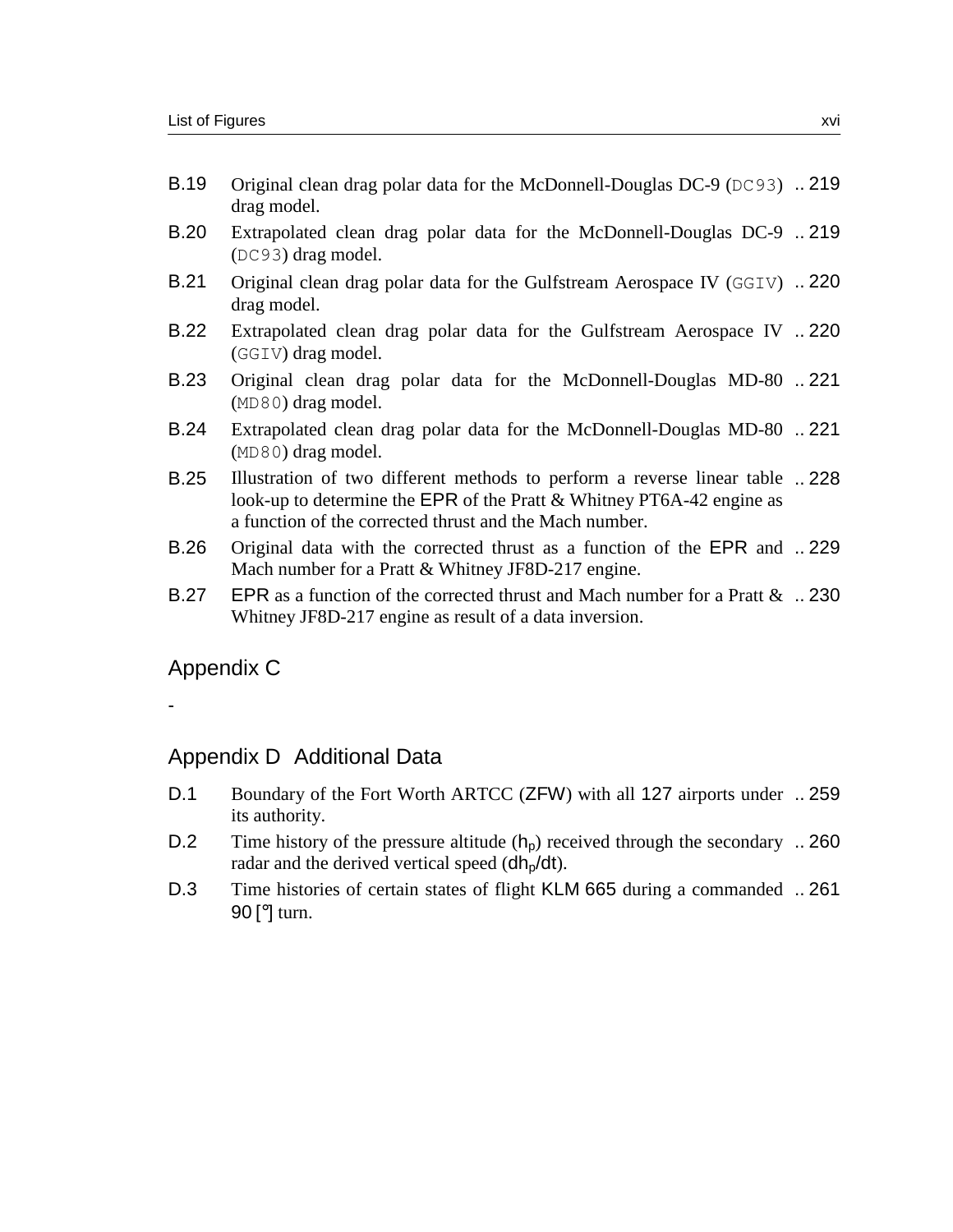| | | |
|---|---|---|
| B.19 | Original clean drag polar data for the McDonnell-Douglas DC-9 (`DC93`) drag model. | .. 219 |
| B.20 | Extrapolated clean drag polar data for the McDonnell-Douglas DC-9 (`DC93`) drag model. | .. 219 |
| B.21 | Original clean drag polar data for the Gulfstream Aerospace IV (`GGIV`) drag model. | .. 220 |
| B.22 | Extrapolated clean drag polar data for the Gulfstream Aerospace IV (`GGIV`) drag model. | .. 220 |
| B.23 | Original clean drag polar data for the McDonnell-Douglas MD-80 (`MD80`) drag model. | .. 221 |
| B.24 | Extrapolated clean drag polar data for the McDonnell-Douglas MD-80 (`MD80`) drag model. | .. 221 |
| B.25 | Illustration of two different methods to perform a reverse linear table look-up to determine the EPR of the Pratt & Whitney PT6A-42 engine as a function of the corrected thrust and the Mach number. | .. 228 |
| B.26 | Original data with the corrected thrust as a function of the EPR and Mach number for a Pratt & Whitney JF8D-217 engine. | .. 229 |
| B.27 | EPR as a function of the corrected thrust and Mach number for a Pratt & Whitney JF8D-217 engine as result of a data inversion. | .. 230 |

## Appendix C

-

## Appendix D Additional Data

| | | |
|---|---|---|
| D.1 | Boundary of the Fort Worth ARTCC (ZFW) with all 127 airports under its authority. | .. 259 |
| D.2 | Time history of the pressure altitude ($h_p$) received through the secondary radar and the derived vertical speed ($dh_p/dt$). | .. 260 |
| D.3 | Time histories of certain states of flight KLM 665 during a commanded 90 [°] turn. | .. 261 |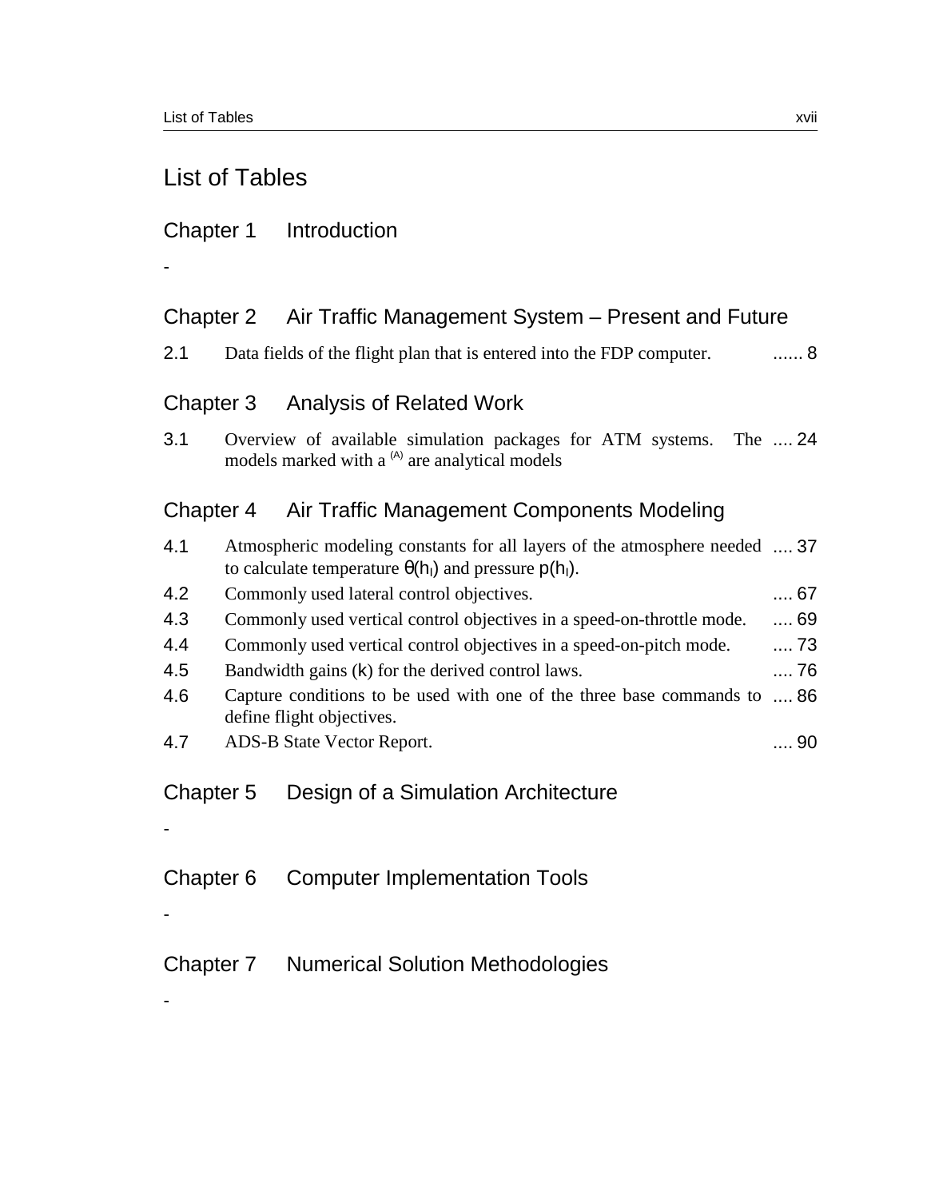# List of Tables

## Chapter 1 Introduction

-

## Chapter 2 Air Traffic Management System – Present and Future

2.1 Data fields of the flight plan that is entered into the FDP computer. ...... 8

## Chapter 3 Analysis of Related Work

3.1 Overview of available simulation packages for ATM systems. The models marked with a [(A)] are analytical models .... 24

## Chapter 4 Air Traffic Management Components Modeling

4.1 Atmospheric modeling constants for all layers of the atmosphere needed to calculate temperature $\theta(h_l)$ and pressure $p(h_l)$. .... 37

4.2 Commonly used lateral control objectives. .... 67

4.3 Commonly used vertical control objectives in a speed-on-throttle mode. .... 69

4.4 Commonly used vertical control objectives in a speed-on-pitch mode. .... 73

4.5 Bandwidth gains ($k$) for the derived control laws. .... 76

4.6 Capture conditions to be used with one of the three base commands to define flight objectives. .... 86

4.7 ADS-B State Vector Report. .... 90

## Chapter 5 Design of a Simulation Architecture

-

## Chapter 6 Computer Implementation Tools

-

## Chapter 7 Numerical Solution Methodologies

-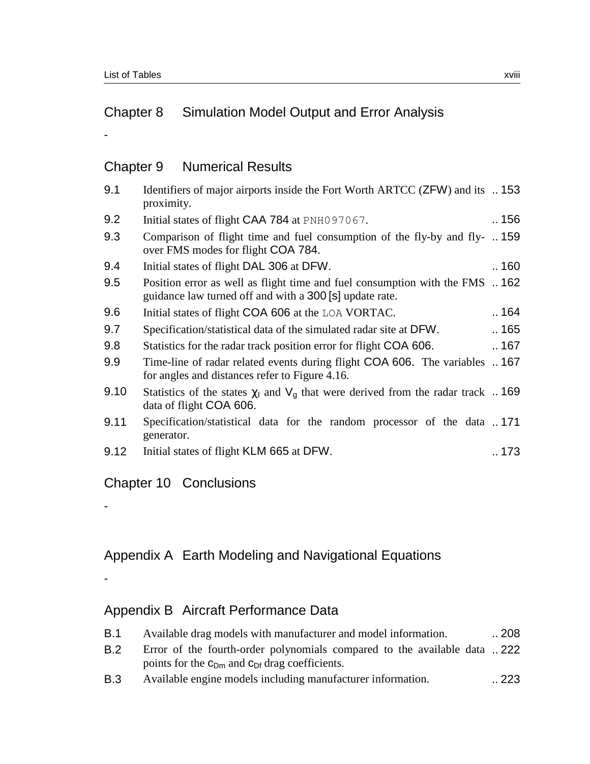## Chapter 8 Simulation Model Output and Error Analysis

-

## Chapter 9 Numerical Results

| | | |
|---|---|---|
| 9.1 | Identifiers of major airports inside the Fort Worth ARTCC (ZFW) and its proximity. | .. 153 |
| 9.2 | Initial states of flight CAA 784 at PNH097067. | .. 156 |
| 9.3 | Comparison of flight time and fuel consumption of the fly-by and fly-over FMS modes for flight COA 784. | .. 159 |
| 9.4 | Initial states of flight DAL 306 at DFW. | .. 160 |
| 9.5 | Position error as well as flight time and fuel consumption with the FMS guidance law turned off and with a 300 [s] update rate. | .. 162 |
| 9.6 | Initial states of flight COA 606 at the LOA VORTAC. | .. 164 |
| 9.7 | Specification/statistical data of the simulated radar site at DFW. | .. 165 |
| 9.8 | Statistics for the radar track position error for flight COA 606. | .. 167 |
| 9.9 | Time-line of radar related events during flight COA 606. The variables for angles and distances refer to Figure 4.16. | .. 167 |
| 9.10 | Statistics of the states $\chi_l$ and $V_g$ that were derived from the radar track data of flight COA 606. | .. 169 |
| 9.11 | Specification/statistical data for the random processor of the data generator. | .. 171 |
| 9.12 | Initial states of flight KLM 665 at DFW. | .. 173 |

## Chapter 10 Conclusions

-

## Appendix A Earth Modeling and Navigational Equations

-

## Appendix B Aircraft Performance Data

| | | |
|---|---|---|
| B.1 | Available drag models with manufacturer and model information. | .. 208 |
| B.2 | Error of the fourth-order polynomials compared to the available data points for the $c_{Dm}$ and $c_{Df}$ drag coefficients. | .. 222 |
| B.3 | Available engine models including manufacturer information. | .. 223 |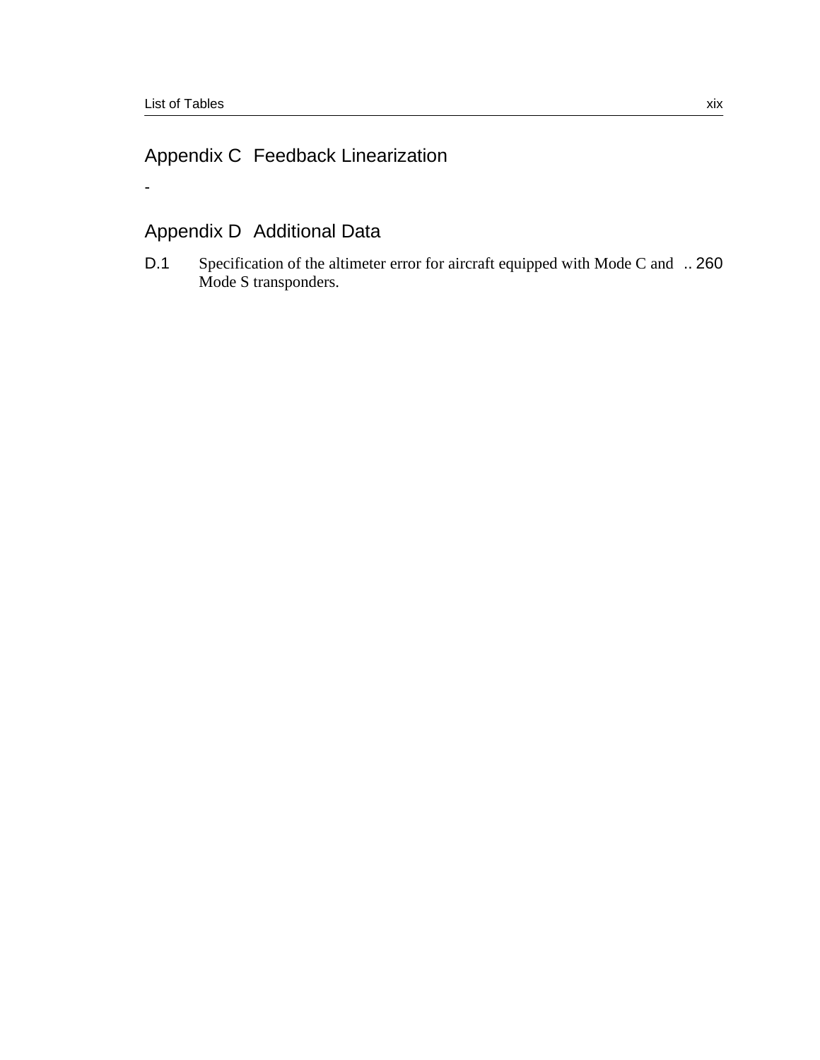## Appendix C Feedback Linearization

-

## Appendix D Additional Data

D.1 Specification of the altimeter error for aircraft equipped with Mode C and Mode S transponders. .. 260